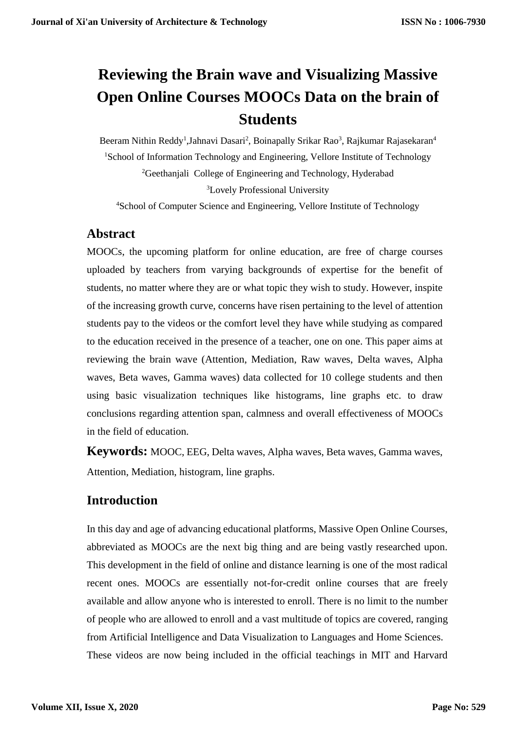# Reviewing the Brain wave and Visualizing Massive Open Online Courses MOOCs Data on the brain of Students

Beeram Nithin Reddy[1], Jahnavi Dasari[2], Boinapally Srikar Rao[3], Rajkumar Rajasekaran[4]

[1]School of Information Technology and Engineering, Vellore Institute of Technology

[2]Geethanjali College of Engineering and Technology, Hyderabad

[3]Lovely Professional University

[4]School of Computer Science and Engineering, Vellore Institute of Technology

## Abstract

MOOCs, the upcoming platform for online education, are free of charge courses uploaded by teachers from varying backgrounds of expertise for the benefit of students, no matter where they are or what topic they wish to study. However, inspite of the increasing growth curve, concerns have risen pertaining to the level of attention students pay to the videos or the comfort level they have while studying as compared to the education received in the presence of a teacher, one on one. This paper aims at reviewing the brain wave (Attention, Mediation, Raw waves, Delta waves, Alpha waves, Beta waves, Gamma waves) data collected for 10 college students and then using basic visualization techniques like histograms, line graphs etc. to draw conclusions regarding attention span, calmness and overall effectiveness of MOOCs in the field of education.

**Keywords:** MOOC, EEG, Delta waves, Alpha waves, Beta waves, Gamma waves, Attention, Mediation, histogram, line graphs.

## Introduction

In this day and age of advancing educational platforms, Massive Open Online Courses, abbreviated as MOOCs are the next big thing and are being vastly researched upon. This development in the field of online and distance learning is one of the most radical recent ones. MOOCs are essentially not-for-credit online courses that are freely available and allow anyone who is interested to enroll. There is no limit to the number of people who are allowed to enroll and a vast multitude of topics are covered, ranging from Artificial Intelligence and Data Visualization to Languages and Home Sciences.

These videos are now being included in the official teachings in MIT and Harvard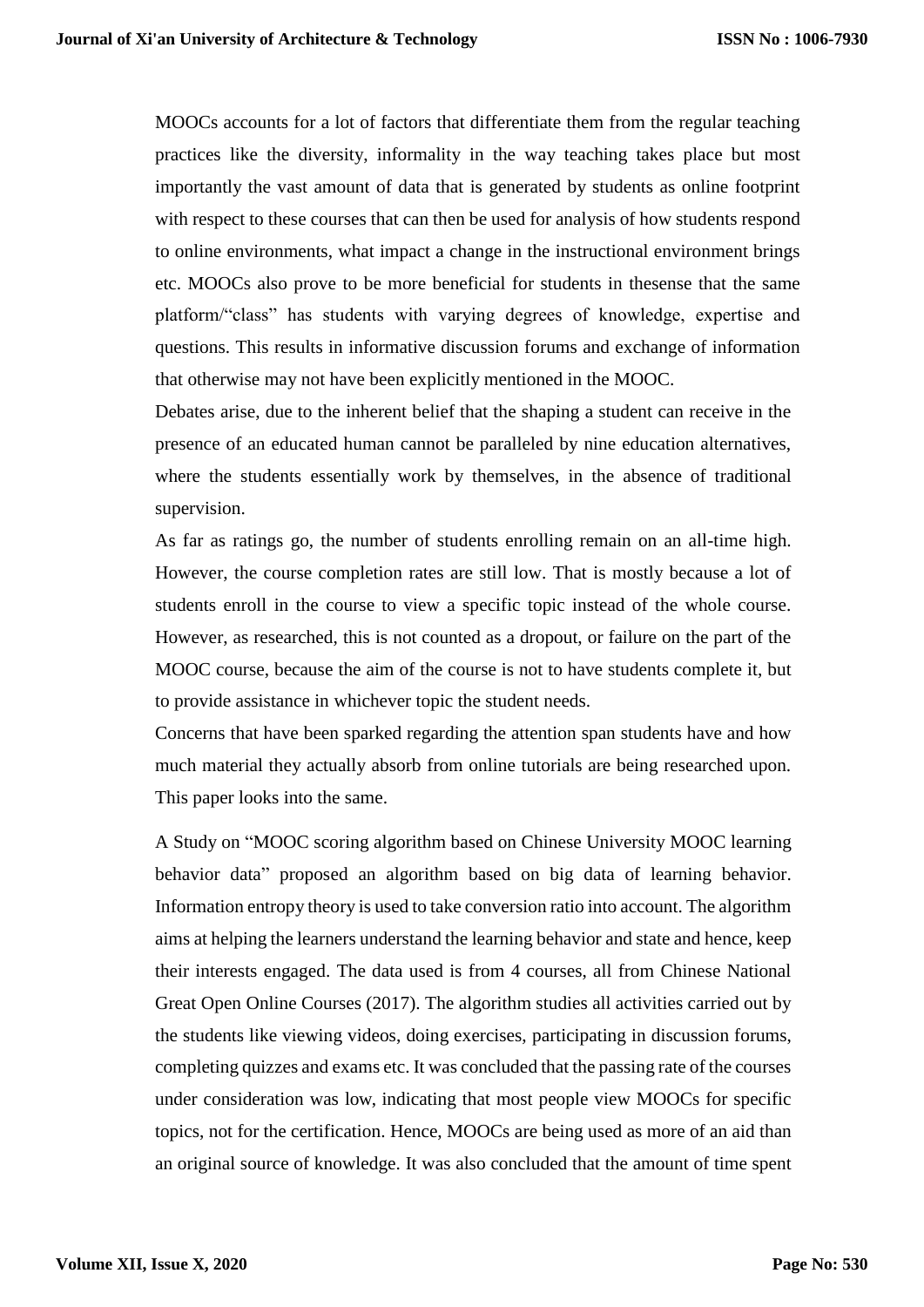MOOCs accounts for a lot of factors that differentiate them from the regular teaching practices like the diversity, informality in the way teaching takes place but most importantly the vast amount of data that is generated by students as online footprint with respect to these courses that can then be used for analysis of how students respond to online environments, what impact a change in the instructional environment brings etc. MOOCs also prove to be more beneficial for students in thesense that the same platform/"class" has students with varying degrees of knowledge, expertise and questions. This results in informative discussion forums and exchange of information that otherwise may not have been explicitly mentioned in the MOOC.

Debates arise, due to the inherent belief that the shaping a student can receive in the presence of an educated human cannot be paralleled by nine education alternatives, where the students essentially work by themselves, in the absence of traditional supervision.

As far as ratings go, the number of students enrolling remain on an all-time high. However, the course completion rates are still low. That is mostly because a lot of students enroll in the course to view a specific topic instead of the whole course. However, as researched, this is not counted as a dropout, or failure on the part of the MOOC course, because the aim of the course is not to have students complete it, but to provide assistance in whichever topic the student needs.

Concerns that have been sparked regarding the attention span students have and how much material they actually absorb from online tutorials are being researched upon. This paper looks into the same.

A Study on "MOOC scoring algorithm based on Chinese University MOOC learning behavior data" proposed an algorithm based on big data of learning behavior. Information entropy theory is used to take conversion ratio into account. The algorithm aims at helping the learners understand the learning behavior and state and hence, keep their interests engaged. The data used is from 4 courses, all from Chinese National Great Open Online Courses (2017). The algorithm studies all activities carried out by the students like viewing videos, doing exercises, participating in discussion forums, completing quizzes and exams etc. It was concluded that the passing rate of the courses under consideration was low, indicating that most people view MOOCs for specific topics, not for the certification. Hence, MOOCs are being used as more of an aid than an original source of knowledge. It was also concluded that the amount of time spent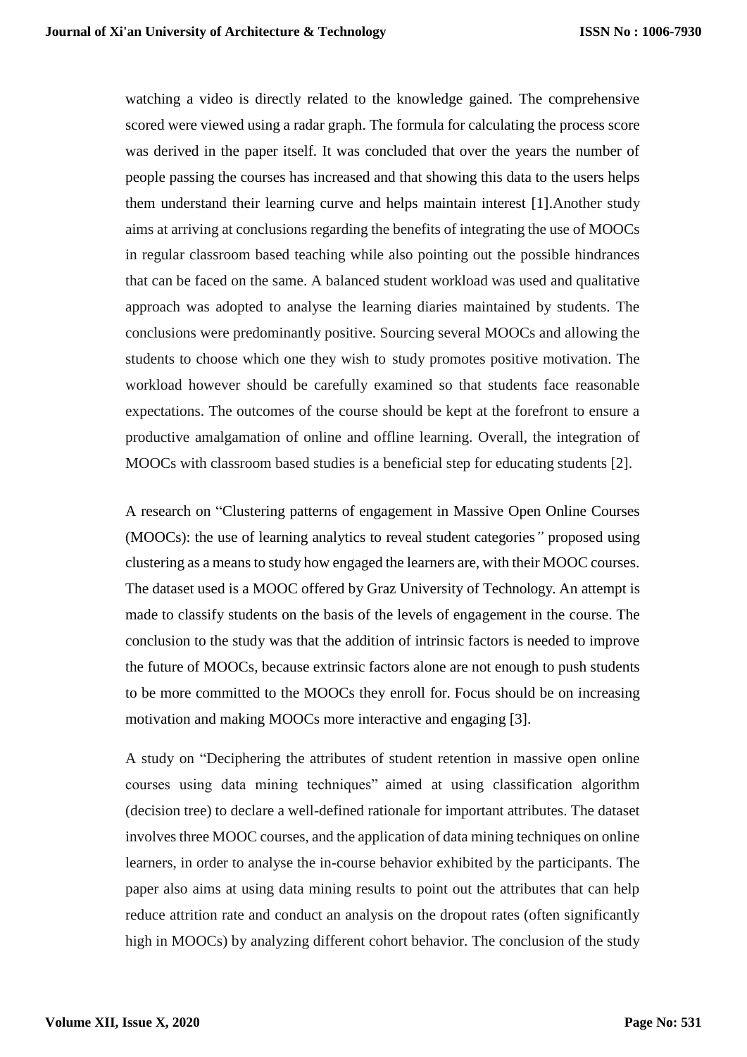watching a video is directly related to the knowledge gained. The comprehensive scored were viewed using a radar graph. The formula for calculating the process score was derived in the paper itself. It was concluded that over the years the number of people passing the courses has increased and that showing this data to the users helps them understand their learning curve and helps maintain interest [1].Another study aims at arriving at conclusions regarding the benefits of integrating the use of MOOCs in regular classroom based teaching while also pointing out the possible hindrances that can be faced on the same. A balanced student workload was used and qualitative approach was adopted to analyse the learning diaries maintained by students. The conclusions were predominantly positive. Sourcing several MOOCs and allowing the students to choose which one they wish to study promotes positive motivation. The workload however should be carefully examined so that students face reasonable expectations. The outcomes of the course should be kept at the forefront to ensure a productive amalgamation of online and offline learning. Overall, the integration of MOOCs with classroom based studies is a beneficial step for educating students [2].

A research on "Clustering patterns of engagement in Massive Open Online Courses (MOOCs): the use of learning analytics to reveal student categories*"* proposed using clustering as a means to study how engaged the learners are, with their MOOC courses. The dataset used is a MOOC offered by Graz University of Technology. An attempt is made to classify students on the basis of the levels of engagement in the course. The conclusion to the study was that the addition of intrinsic factors is needed to improve the future of MOOCs, because extrinsic factors alone are not enough to push students to be more committed to the MOOCs they enroll for. Focus should be on increasing motivation and making MOOCs more interactive and engaging [3].

A study on "Deciphering the attributes of student retention in massive open online courses using data mining techniques" aimed at using classification algorithm (decision tree) to declare a well-defined rationale for important attributes. The dataset involves three MOOC courses, and the application of data mining techniques on online learners, in order to analyse the in-course behavior exhibited by the participants. The paper also aims at using data mining results to point out the attributes that can help reduce attrition rate and conduct an analysis on the dropout rates (often significantly high in MOOCs) by analyzing different cohort behavior. The conclusion of the study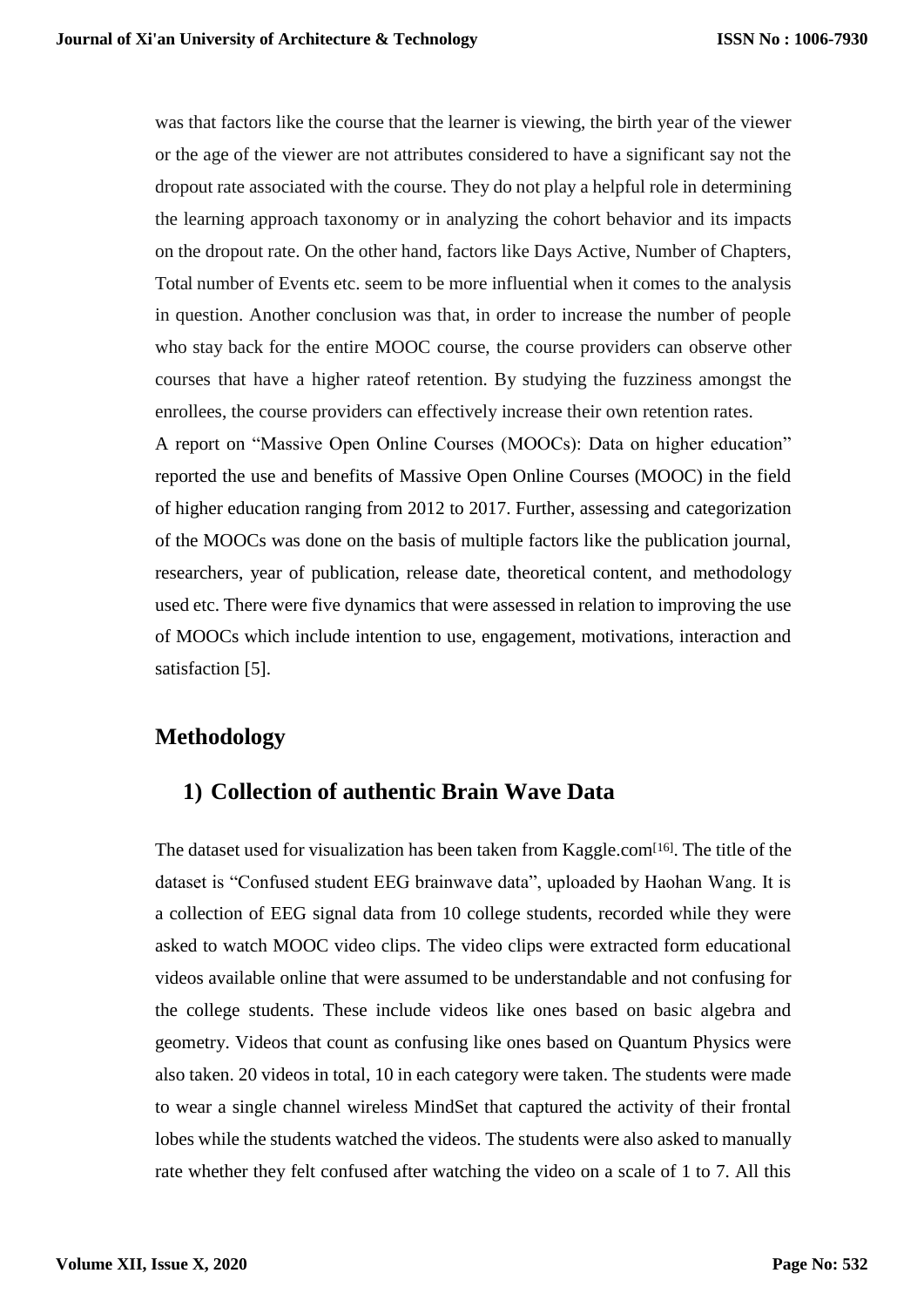was that factors like the course that the learner is viewing, the birth year of the viewer or the age of the viewer are not attributes considered to have a significant say not the dropout rate associated with the course. They do not play a helpful role in determining the learning approach taxonomy or in analyzing the cohort behavior and its impacts on the dropout rate. On the other hand, factors like Days Active, Number of Chapters, Total number of Events etc. seem to be more influential when it comes to the analysis in question. Another conclusion was that, in order to increase the number of people who stay back for the entire MOOC course, the course providers can observe other courses that have a higher rateof retention. By studying the fuzziness amongst the enrollees, the course providers can effectively increase their own retention rates.

A report on "Massive Open Online Courses (MOOCs): Data on higher education" reported the use and benefits of Massive Open Online Courses (MOOC) in the field of higher education ranging from 2012 to 2017. Further, assessing and categorization of the MOOCs was done on the basis of multiple factors like the publication journal, researchers, year of publication, release date, theoretical content, and methodology used etc. There were five dynamics that were assessed in relation to improving the use of MOOCs which include intention to use, engagement, motivations, interaction and satisfaction [5].

## Methodology

### 1) Collection of authentic Brain Wave Data

The dataset used for visualization has been taken from Kaggle.com[16]. The title of the dataset is "Confused student EEG brainwave data", uploaded by Haohan Wang. It is a collection of EEG signal data from 10 college students, recorded while they were asked to watch MOOC video clips. The video clips were extracted form educational videos available online that were assumed to be understandable and not confusing for the college students. These include videos like ones based on basic algebra and geometry. Videos that count as confusing like ones based on Quantum Physics were also taken. 20 videos in total, 10 in each category were taken. The students were made to wear a single channel wireless MindSet that captured the activity of their frontal lobes while the students watched the videos. The students were also asked to manually rate whether they felt confused after watching the video on a scale of 1 to 7. All this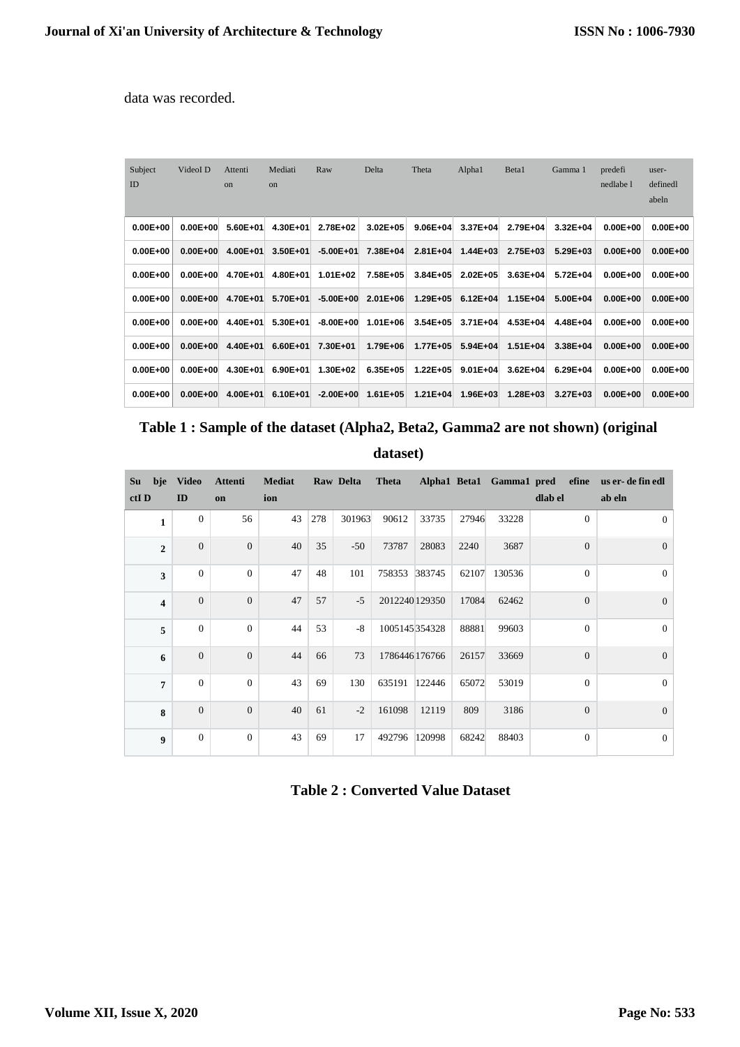data was recorded.

| Subject ID | VideoI D | Attention | Mediation | Raw | Delta | Theta | Alpha1 | Beta1 | Gamma 1 | predefinedlabel | user-definedlabeln |
|---|---|---|---|---|---|---|---|---|---|---|---|
| 0.00E+00 | 0.00E+00 | 5.60E+01 | 4.30E+01 | 2.78E+02 | 3.02E+05 | 9.06E+04 | 3.37E+04 | 2.79E+04 | 3.32E+04 | 0.00E+00 | 0.00E+00 |
| 0.00E+00 | 0.00E+00 | 4.00E+01 | 3.50E+01 | -5.00E+01 | 7.38E+04 | 2.81E+04 | 1.44E+03 | 2.75E+03 | 5.29E+03 | 0.00E+00 | 0.00E+00 |
| 0.00E+00 | 0.00E+00 | 4.70E+01 | 4.80E+01 | 1.01E+02 | 7.58E+05 | 3.84E+05 | 2.02E+05 | 3.63E+04 | 5.72E+04 | 0.00E+00 | 0.00E+00 |
| 0.00E+00 | 0.00E+00 | 4.70E+01 | 5.70E+01 | -5.00E+00 | 2.01E+06 | 1.29E+05 | 6.12E+04 | 1.15E+04 | 5.00E+04 | 0.00E+00 | 0.00E+00 |
| 0.00E+00 | 0.00E+00 | 4.40E+01 | 5.30E+01 | -8.00E+00 | 1.01E+06 | 3.54E+05 | 3.71E+04 | 4.53E+04 | 4.48E+04 | 0.00E+00 | 0.00E+00 |
| 0.00E+00 | 0.00E+00 | 4.40E+01 | 6.60E+01 | 7.30E+01 | 1.79E+06 | 1.77E+05 | 5.94E+04 | 1.51E+04 | 3.38E+04 | 0.00E+00 | 0.00E+00 |
| 0.00E+00 | 0.00E+00 | 4.30E+01 | 6.90E+01 | 1.30E+02 | 6.35E+05 | 1.22E+05 | 9.01E+04 | 3.62E+04 | 6.29E+04 | 0.00E+00 | 0.00E+00 |
| 0.00E+00 | 0.00E+00 | 4.00E+01 | 6.10E+01 | -2.00E+00 | 1.61E+05 | 1.21E+04 | 1.96E+03 | 1.28E+03 | 3.27E+03 | 0.00E+00 | 0.00E+00 |

**Table 1 : Sample of the dataset (Alpha2, Beta2, Gamma2 are not shown) (original dataset)**

| Subject ID | Video ID | Attention | Mediation | Raw | Delta | Theta | Alpha1 | Beta1 | Gamma1 | predefinedlabel | user-definedlabeln |
|---|---|---|---|---|---|---|---|---|---|---|---|
| 1 | 0 | 56 | 43 | 278 | 301963 | 90612 | 33735 | 27946 | 33228 | 0 | 0 |
| 2 | 0 | 0 | 40 | 35 | -50 | 73787 | 28083 | 2240 | 3687 | 0 | 0 |
| 3 | 0 | 0 | 47 | 48 | 101 | 758353 | 383745 | 62107 | 130536 | 0 | 0 |
| 4 | 0 | 0 | 47 | 57 | -5 | 2012240 | 129350 | 17084 | 62462 | 0 | 0 |
| 5 | 0 | 0 | 44 | 53 | -8 | 1005145 | 354328 | 88881 | 99603 | 0 | 0 |
| 6 | 0 | 0 | 44 | 66 | 73 | 1786446 | 176766 | 26157 | 33669 | 0 | 0 |
| 7 | 0 | 0 | 43 | 69 | 130 | 635191 | 122446 | 65072 | 53019 | 0 | 0 |
| 8 | 0 | 0 | 40 | 61 | -2 | 161098 | 12119 | 809 | 3186 | 0 | 0 |
| 9 | 0 | 0 | 43 | 69 | 17 | 492796 | 120998 | 68242 | 88403 | 0 | 0 |

**Table 2 : Converted Value Dataset**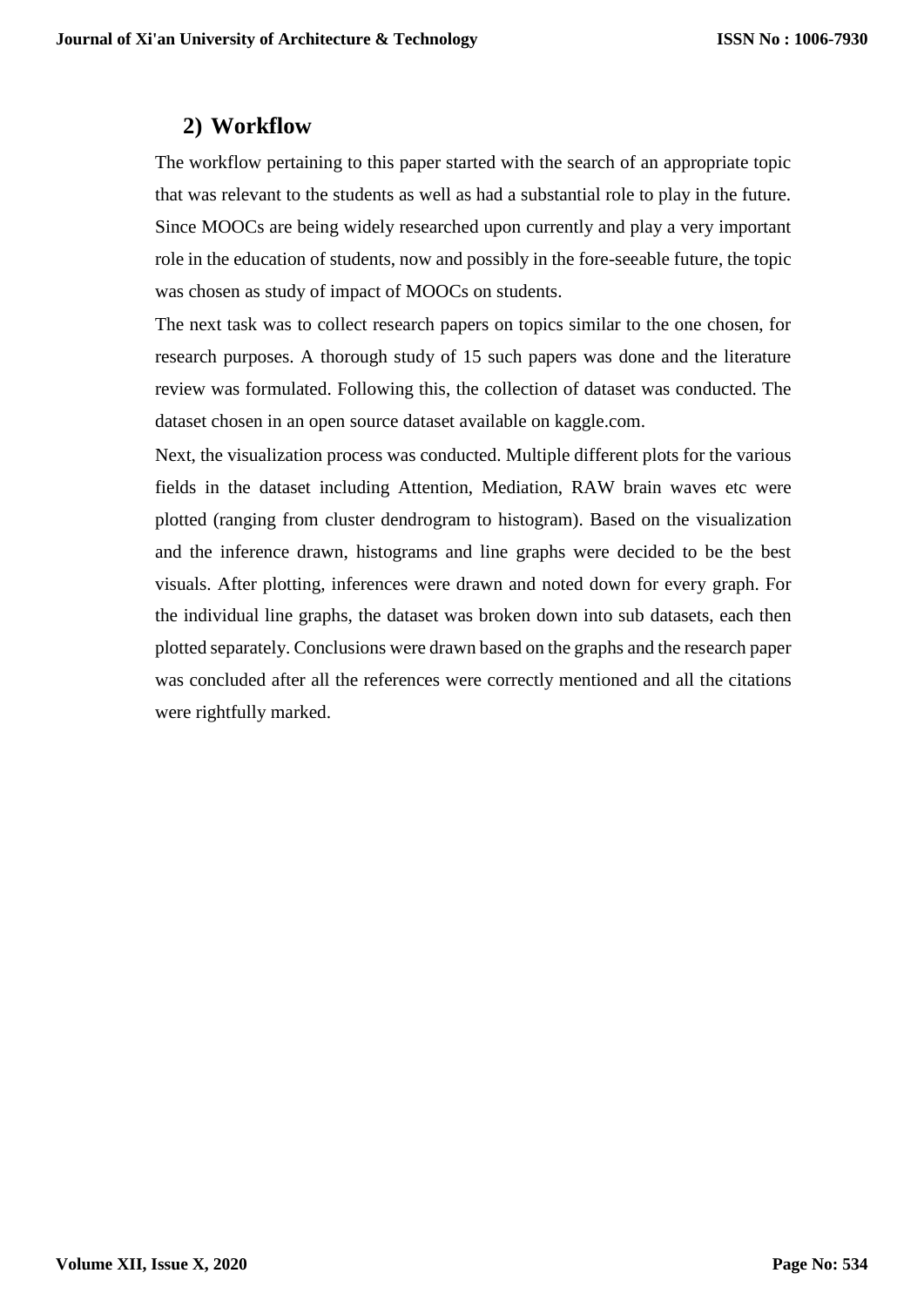## 2) Workflow

The workflow pertaining to this paper started with the search of an appropriate topic that was relevant to the students as well as had a substantial role to play in the future. Since MOOCs are being widely researched upon currently and play a very important role in the education of students, now and possibly in the fore-seeable future, the topic was chosen as study of impact of MOOCs on students.

The next task was to collect research papers on topics similar to the one chosen, for research purposes. A thorough study of 15 such papers was done and the literature review was formulated. Following this, the collection of dataset was conducted. The dataset chosen in an open source dataset available on kaggle.com.

Next, the visualization process was conducted. Multiple different plots for the various fields in the dataset including Attention, Mediation, RAW brain waves etc were plotted (ranging from cluster dendrogram to histogram). Based on the visualization and the inference drawn, histograms and line graphs were decided to be the best visuals. After plotting, inferences were drawn and noted down for every graph. For the individual line graphs, the dataset was broken down into sub datasets, each then plotted separately. Conclusions were drawn based on the graphs and the research paper was concluded after all the references were correctly mentioned and all the citations were rightfully marked.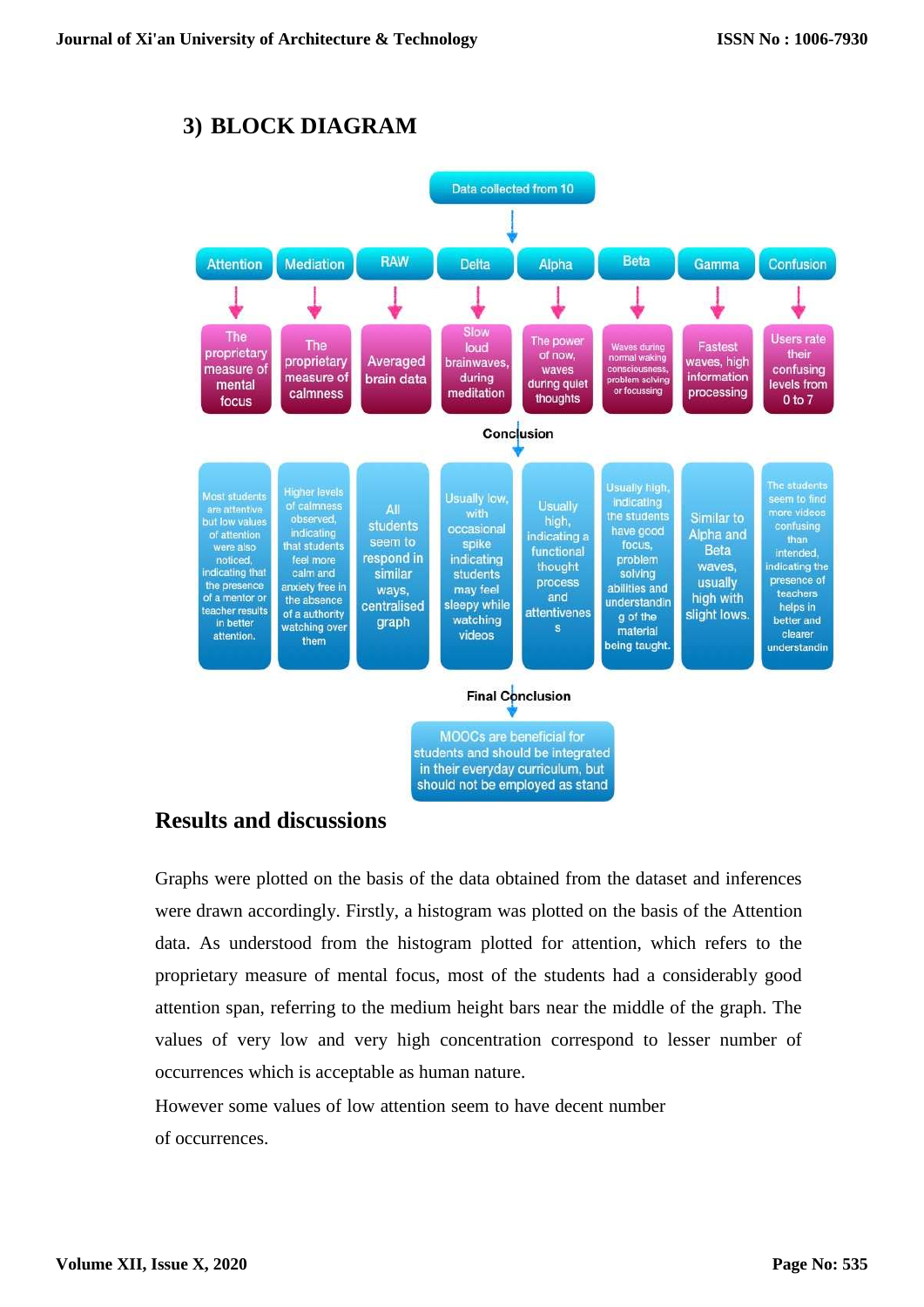## 3) BLOCK DIAGRAM

Data collected from 10

| Attention | Mediation | RAW | Delta | Alpha | Beta | Gamma | Confusion |
|---|---|---|---|---|---|---|---|
| The proprietary measure of mental focus | The proprietary measure of calmness | Averaged brain data | Slow loud brainwaves, during meditation | The power of now, waves during quiet thoughts | Waves during normal waking consciousness, problem solving or focussing | Fastest waves, high information processing | Users rate their confusing levels from 0 to 7 |

Conclusion

| Attention | Mediation | RAW | Delta | Alpha | Beta | Gamma | Confusion |
|---|---|---|---|---|---|---|---|
| Most students are attentive but low values of attention were also noticed, indicating that the presence of a mentor or teacher results in better attention. | Higher levels of calmness observed, indicating that students feel more calm and anxiety free in the absence of a authority watching over them | All students seem to respond in similar ways, centralised graph | Usually low, with occasional spike indicating students may feel sleepy while watching videos | Usually high, indicating a functional thought process and attentivenes s | Usually high, indicating the students have good focus, problem solving abilities and understandin g of the material being taught. | Similar to Alpha and Beta waves, usually high with slight lows. | The students seem to find more videos confusing than intended, indicating the presence of teachers helps in better and clearer understandin |

Final Conclusion

MOOCs are beneficial for students and should be integrated in their everyday curriculum, but should not be employed as stand

## Results and discussions

Graphs were plotted on the basis of the data obtained from the dataset and inferences were drawn accordingly. Firstly, a histogram was plotted on the basis of the Attention data. As understood from the histogram plotted for attention, which refers to the proprietary measure of mental focus, most of the students had a considerably good attention span, referring to the medium height bars near the middle of the graph. The values of very low and very high concentration correspond to lesser number of occurrences which is acceptable as human nature.

However some values of low attention seem to have decent number of occurrences.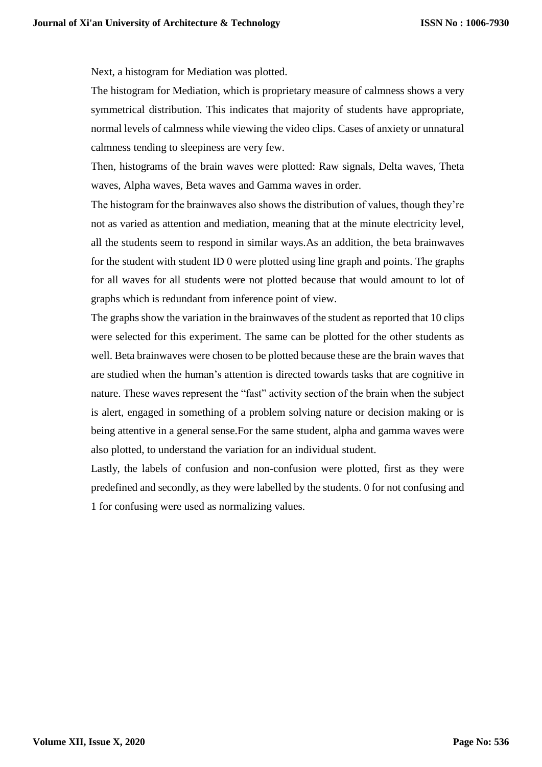Next, a histogram for Mediation was plotted.

The histogram for Mediation, which is proprietary measure of calmness shows a very symmetrical distribution. This indicates that majority of students have appropriate, normal levels of calmness while viewing the video clips. Cases of anxiety or unnatural calmness tending to sleepiness are very few.

Then, histograms of the brain waves were plotted: Raw signals, Delta waves, Theta waves, Alpha waves, Beta waves and Gamma waves in order.

The histogram for the brainwaves also shows the distribution of values, though they're not as varied as attention and mediation, meaning that at the minute electricity level, all the students seem to respond in similar ways.As an addition, the beta brainwaves for the student with student ID 0 were plotted using line graph and points. The graphs for all waves for all students were not plotted because that would amount to lot of graphs which is redundant from inference point of view.

The graphs show the variation in the brainwaves of the student as reported that 10 clips were selected for this experiment. The same can be plotted for the other students as well. Beta brainwaves were chosen to be plotted because these are the brain waves that are studied when the human's attention is directed towards tasks that are cognitive in nature. These waves represent the "fast" activity section of the brain when the subject is alert, engaged in something of a problem solving nature or decision making or is being attentive in a general sense.For the same student, alpha and gamma waves were also plotted, to understand the variation for an individual student.

Lastly, the labels of confusion and non-confusion were plotted, first as they were predefined and secondly, as they were labelled by the students. 0 for not confusing and 1 for confusing were used as normalizing values.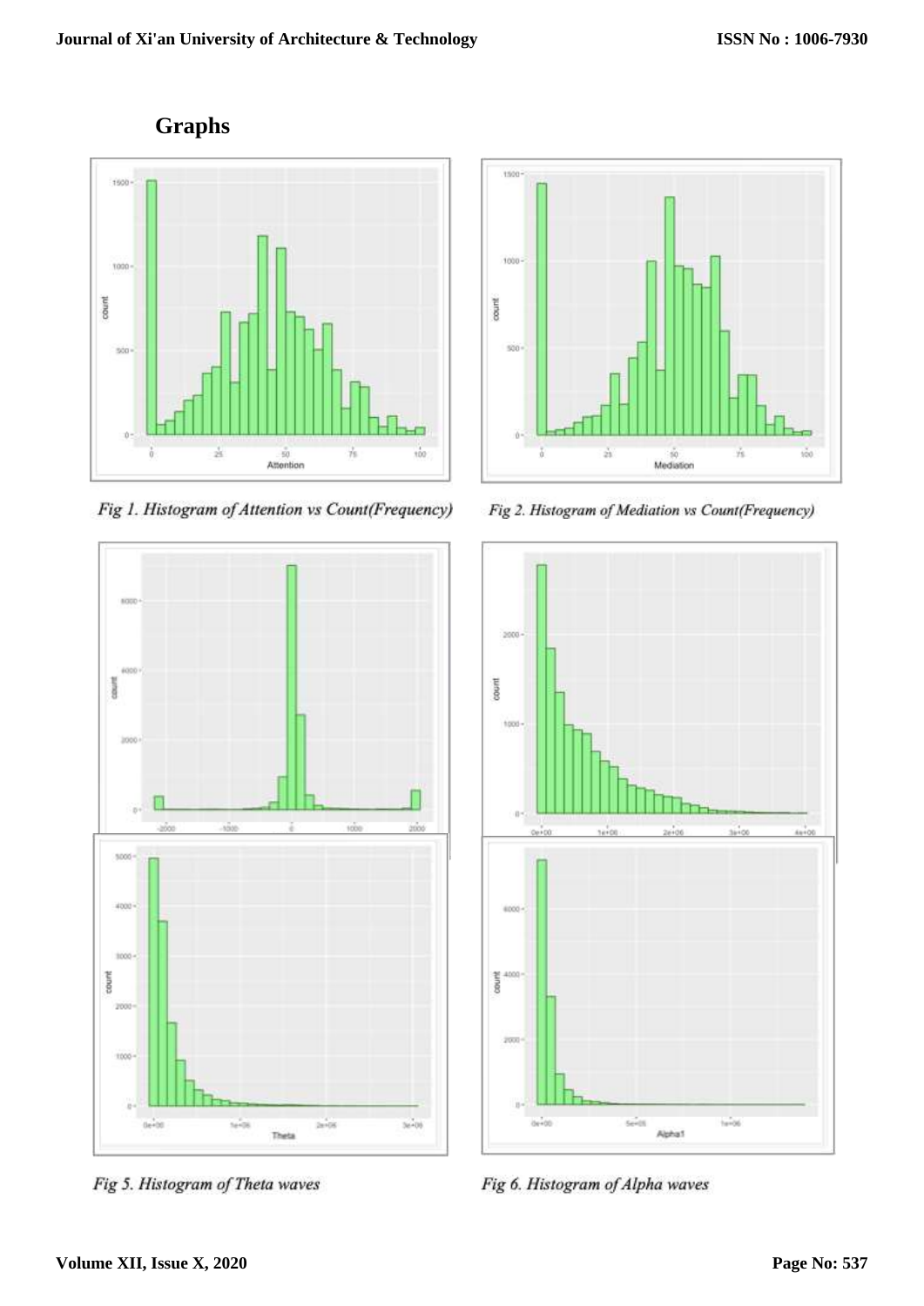## Graphs

Fig 1. Histogram of Attention vs Count(Frequency)

Fig 2. Histogram of Mediation vs Count(Frequency)

Fig 5. Histogram of Theta waves

Fig 6. Histogram of Alpha waves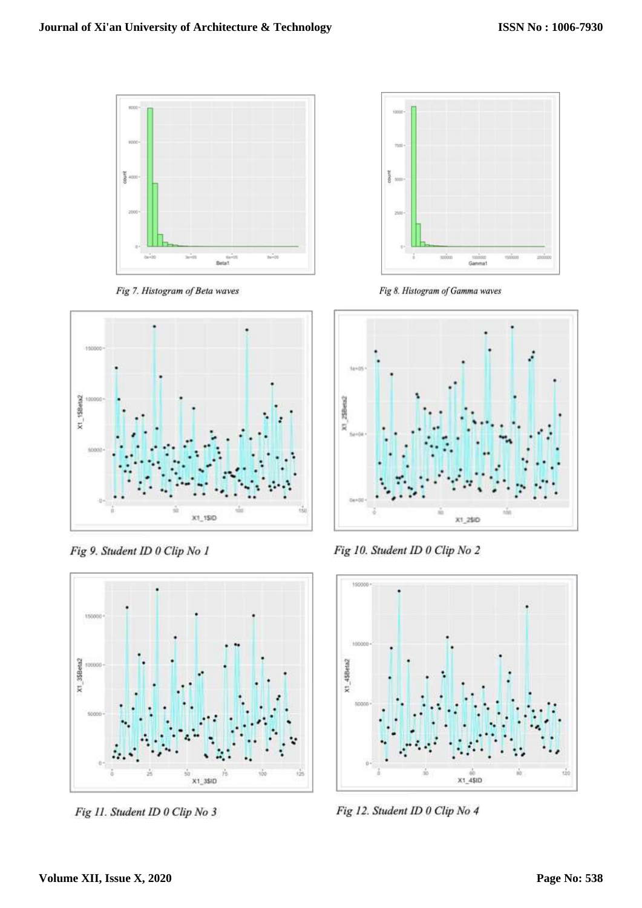Fig 7. Histogram of Beta waves

Fig 8. Histogram of Gamma waves

Fig 9. Student ID 0 Clip No 1

Fig 10. Student ID 0 Clip No 2

Fig 11. Student ID 0 Clip No 3

Fig 12. Student ID 0 Clip No 4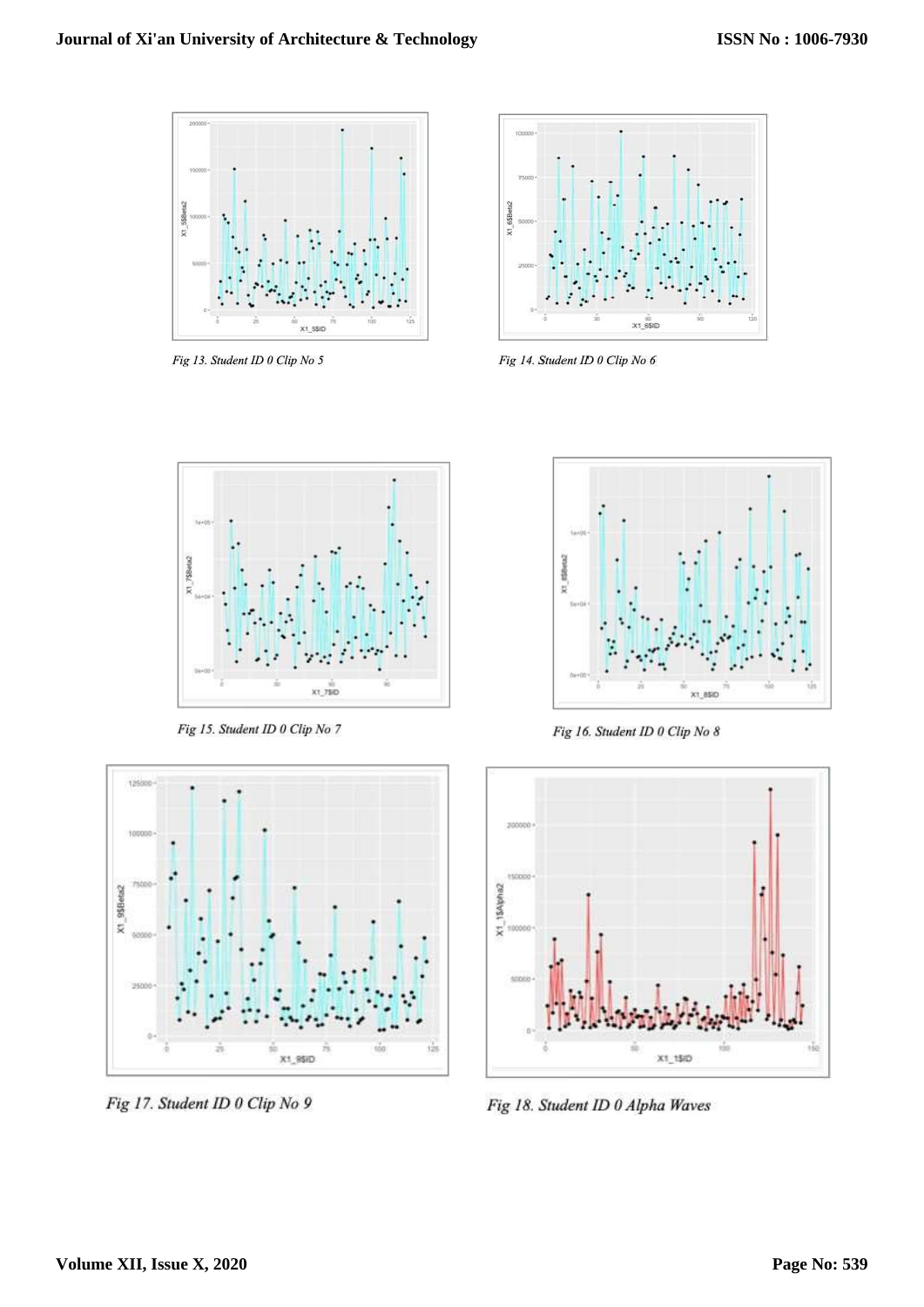Fig 13. Student ID 0 Clip No 5

Fig 14. Student ID 0 Clip No 6

Fig 15. Student ID 0 Clip No 7

Fig 16. Student ID 0 Clip No 8

Fig 17. Student ID 0 Clip No 9

Fig 18. Student ID 0 Alpha Waves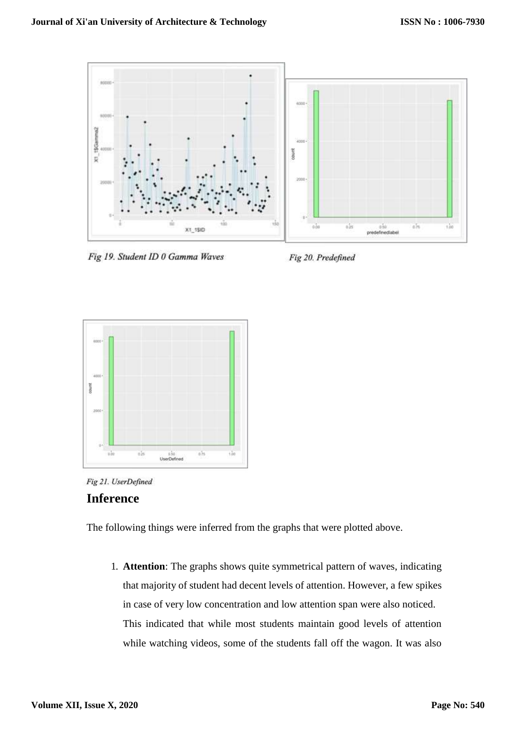Fig 19. Student ID 0 Gamma Waves

Fig 20. Predefined

Fig 21. UserDefined

## Inference

The following things were inferred from the graphs that were plotted above.

1. **Attention**: The graphs shows quite symmetrical pattern of waves, indicating that majority of student had decent levels of attention. However, a few spikes in case of very low concentration and low attention span were also noticed. This indicated that while most students maintain good levels of attention while watching videos, some of the students fall off the wagon. It was also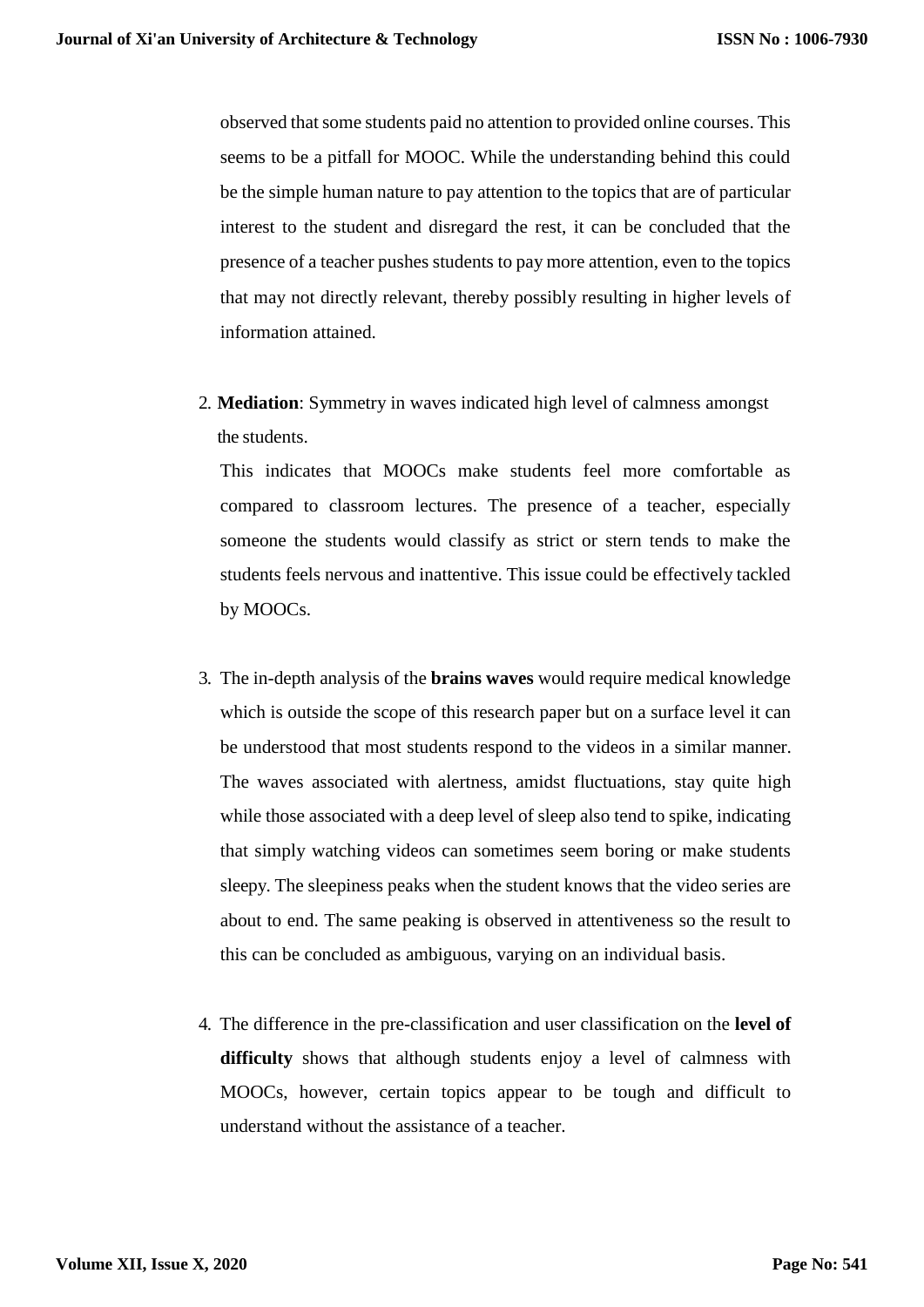observed that some students paid no attention to provided online courses. This seems to be a pitfall for MOOC. While the understanding behind this could be the simple human nature to pay attention to the topics that are of particular interest to the student and disregard the rest, it can be concluded that the presence of a teacher pushes students to pay more attention, even to the topics that may not directly relevant, thereby possibly resulting in higher levels of information attained.

2. **Mediation**: Symmetry in waves indicated high level of calmness amongst the students.

   This indicates that MOOCs make students feel more comfortable as compared to classroom lectures. The presence of a teacher, especially someone the students would classify as strict or stern tends to make the students feels nervous and inattentive. This issue could be effectively tackled by MOOCs.

3. The in-depth analysis of the **brains waves** would require medical knowledge which is outside the scope of this research paper but on a surface level it can be understood that most students respond to the videos in a similar manner. The waves associated with alertness, amidst fluctuations, stay quite high while those associated with a deep level of sleep also tend to spike, indicating that simply watching videos can sometimes seem boring or make students sleepy. The sleepiness peaks when the student knows that the video series are about to end. The same peaking is observed in attentiveness so the result to this can be concluded as ambiguous, varying on an individual basis.

4. The difference in the pre-classification and user classification on the **level of difficulty** shows that although students enjoy a level of calmness with MOOCs, however, certain topics appear to be tough and difficult to understand without the assistance of a teacher.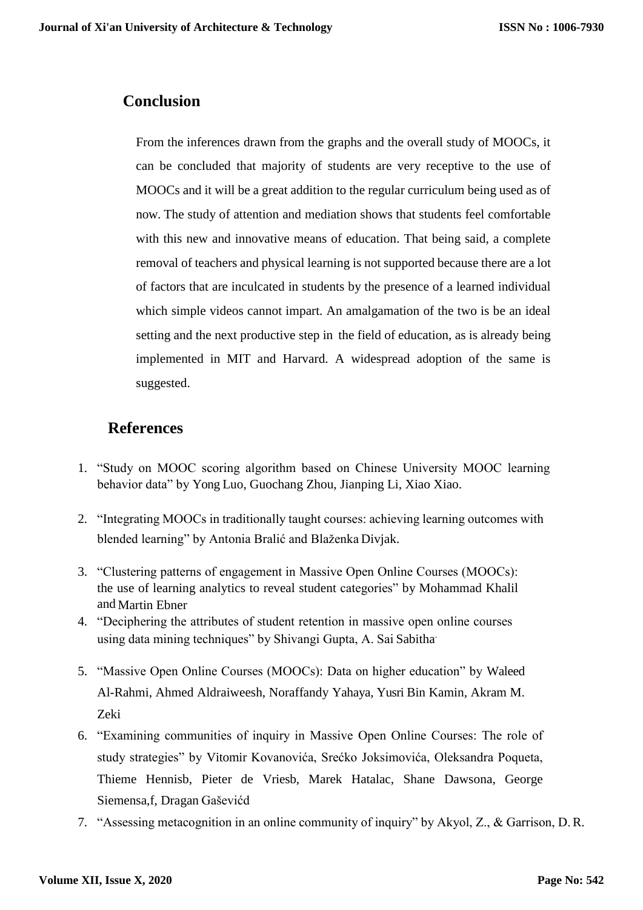## Conclusion

From the inferences drawn from the graphs and the overall study of MOOCs, it can be concluded that majority of students are very receptive to the use of MOOCs and it will be a great addition to the regular curriculum being used as of now. The study of attention and mediation shows that students feel comfortable with this new and innovative means of education. That being said, a complete removal of teachers and physical learning is not supported because there are a lot of factors that are inculcated in students by the presence of a learned individual which simple videos cannot impart. An amalgamation of the two is be an ideal setting and the next productive step in the field of education, as is already being implemented in MIT and Harvard. A widespread adoption of the same is suggested.

## References

1. "Study on MOOC scoring algorithm based on Chinese University MOOC learning behavior data" by Yong Luo, Guochang Zhou, Jianping Li, Xiao Xiao.
2. "Integrating MOOCs in traditionally taught courses: achieving learning outcomes with blended learning" by Antonia Bralić and Blaženka Divjak.
3. "Clustering patterns of engagement in Massive Open Online Courses (MOOCs): the use of learning analytics to reveal student categories" by Mohammad Khalil and Martin Ebner
4. "Deciphering the attributes of student retention in massive open online courses using data mining techniques" by Shivangi Gupta, A. Sai Sabitha.
5. "Massive Open Online Courses (MOOCs): Data on higher education" by Waleed Al-Rahmi, Ahmed Aldraiweesh, Noraffandy Yahaya, Yusri Bin Kamin, Akram M. Zeki
6. "Examining communities of inquiry in Massive Open Online Courses: The role of study strategies" by Vitomir Kovanovića, Srećko Joksimovića, Oleksandra Poqueta, Thieme Hennisb, Pieter de Vriesb, Marek Hatalac, Shane Dawsona, George Siemensa,f, Dragan Gaševićd
7. "Assessing metacognition in an online community of inquiry" by Akyol, Z., & Garrison, D. R.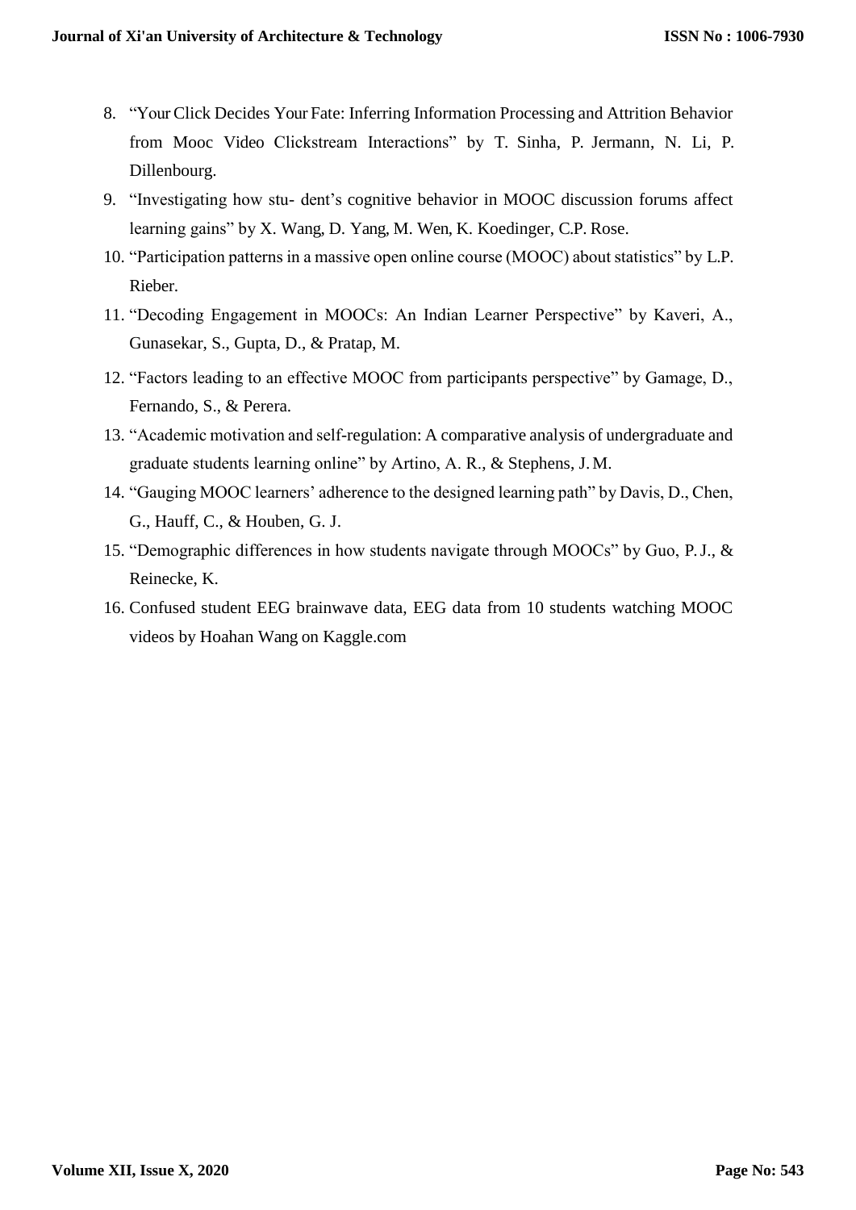8. "Your Click Decides Your Fate: Inferring Information Processing and Attrition Behavior from Mooc Video Clickstream Interactions" by T. Sinha, P. Jermann, N. Li, P. Dillenbourg.
9. "Investigating how stu- dent's cognitive behavior in MOOC discussion forums affect learning gains" by X. Wang, D. Yang, M. Wen, K. Koedinger, C.P. Rose.
10. "Participation patterns in a massive open online course (MOOC) about statistics" by L.P. Rieber.
11. "Decoding Engagement in MOOCs: An Indian Learner Perspective" by Kaveri, A., Gunasekar, S., Gupta, D., & Pratap, M.
12. "Factors leading to an effective MOOC from participants perspective" by Gamage, D., Fernando, S., & Perera.
13. "Academic motivation and self-regulation: A comparative analysis of undergraduate and graduate students learning online" by Artino, A. R., & Stephens, J. M.
14. "Gauging MOOC learners' adherence to the designed learning path" by Davis, D., Chen, G., Hauff, C., & Houben, G. J.
15. "Demographic differences in how students navigate through MOOCs" by Guo, P. J., & Reinecke, K.
16. Confused student EEG brainwave data, EEG data from 10 students watching MOOC videos by Hoahan Wang on Kaggle.com